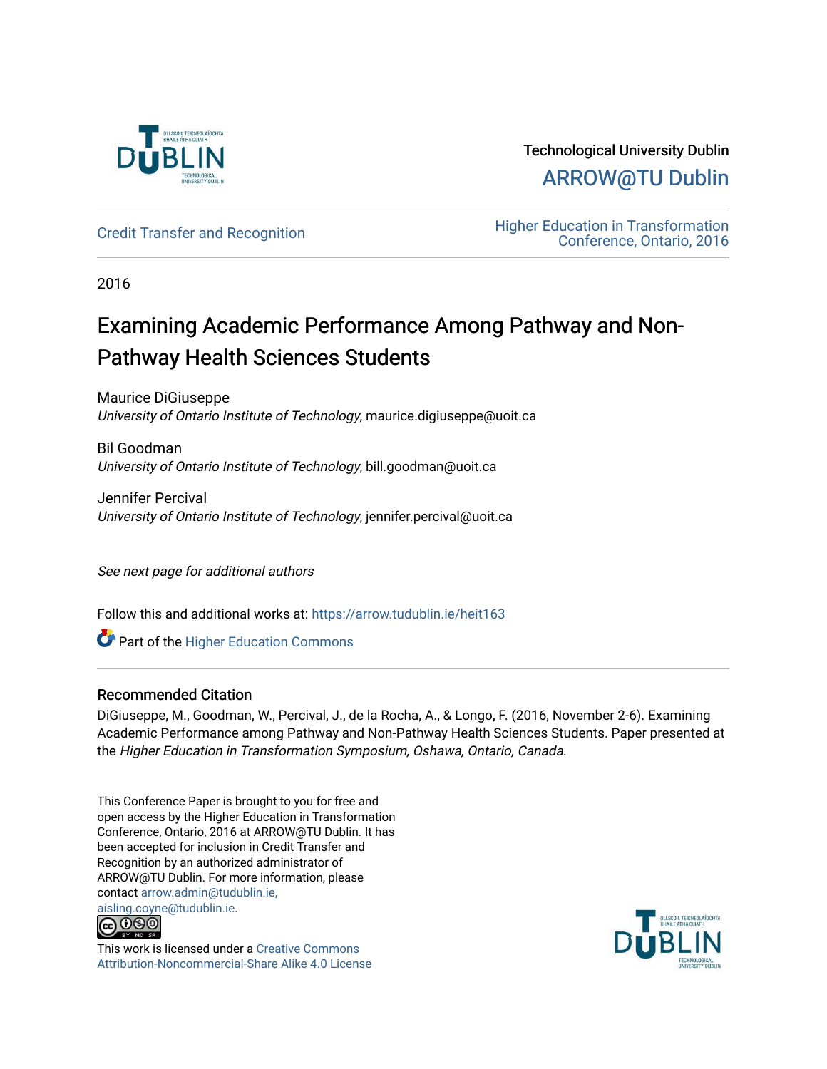Technological University Dublin

ARROW@TU Dublin

Credit Transfer and Recognition

Higher Education in Transformation Conference, Ontario, 2016

2016

# Examining Academic Performance Among Pathway and Non-Pathway Health Sciences Students

Maurice DiGiuseppe
*University of Ontario Institute of Technology*, maurice.digiuseppe@uoit.ca

Bil Goodman
*University of Ontario Institute of Technology*, bill.goodman@uoit.ca

Jennifer Percival
*University of Ontario Institute of Technology*, jennifer.percival@uoit.ca

*See next page for additional authors*

Follow this and additional works at: https://arrow.tudublin.ie/heit163

Part of the Higher Education Commons

## Recommended Citation

DiGiuseppe, M., Goodman, W., Percival, J., de la Rocha, A., & Longo, F. (2016, November 2-6). Examining Academic Performance among Pathway and Non-Pathway Health Sciences Students. Paper presented at the *Higher Education in Transformation Symposium, Oshawa, Ontario, Canada.*

This Conference Paper is brought to you for free and open access by the Higher Education in Transformation Conference, Ontario, 2016 at ARROW@TU Dublin. It has been accepted for inclusion in Credit Transfer and Recognition by an authorized administrator of ARROW@TU Dublin. For more information, please contact arrow.admin@tudublin.ie, aisling.coyne@tudublin.ie.

This work is licensed under a Creative Commons Attribution-Noncommercial-Share Alike 4.0 License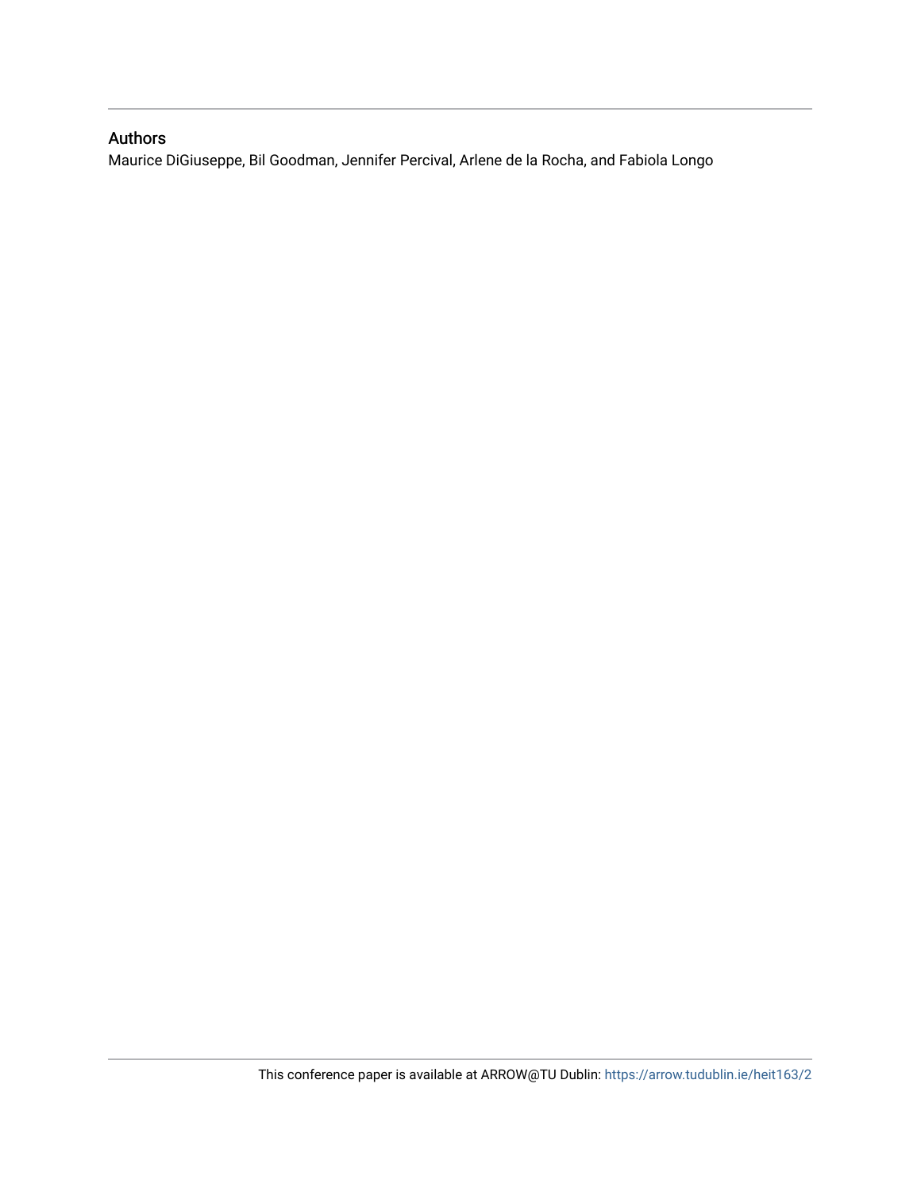## Authors

Maurice DiGiuseppe, Bil Goodman, Jennifer Percival, Arlene de la Rocha, and Fabiola Longo

This conference paper is available at ARROW@TU Dublin: https://arrow.tudublin.ie/heit163/2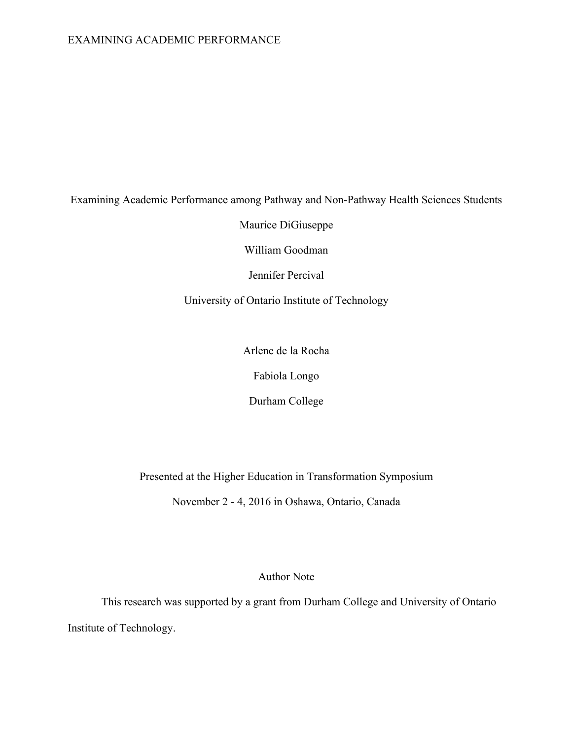# Examining Academic Performance among Pathway and Non-Pathway Health Sciences Students

Maurice DiGiuseppe

William Goodman

Jennifer Percival

University of Ontario Institute of Technology

Arlene de la Rocha

Fabiola Longo

Durham College

Presented at the Higher Education in Transformation Symposium

November 2 - 4, 2016 in Oshawa, Ontario, Canada

Author Note

This research was supported by a grant from Durham College and University of Ontario Institute of Technology.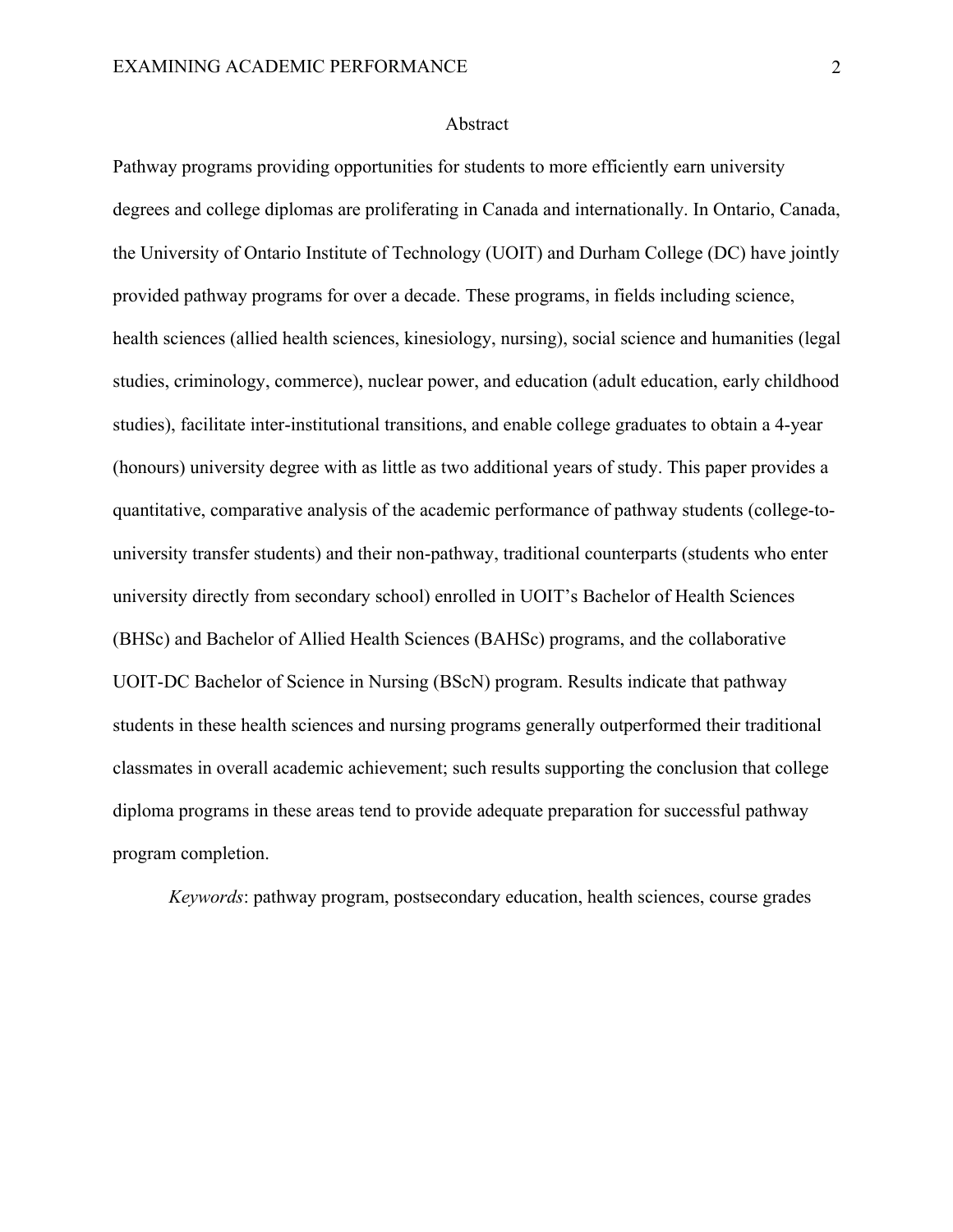# Abstract

Pathway programs providing opportunities for students to more efficiently earn university degrees and college diplomas are proliferating in Canada and internationally. In Ontario, Canada, the University of Ontario Institute of Technology (UOIT) and Durham College (DC) have jointly provided pathway programs for over a decade. These programs, in fields including science, health sciences (allied health sciences, kinesiology, nursing), social science and humanities (legal studies, criminology, commerce), nuclear power, and education (adult education, early childhood studies), facilitate inter-institutional transitions, and enable college graduates to obtain a 4-year (honours) university degree with as little as two additional years of study. This paper provides a quantitative, comparative analysis of the academic performance of pathway students (college-to-university transfer students) and their non-pathway, traditional counterparts (students who enter university directly from secondary school) enrolled in UOIT's Bachelor of Health Sciences (BHSc) and Bachelor of Allied Health Sciences (BAHSc) programs, and the collaborative UOIT-DC Bachelor of Science in Nursing (BScN) program. Results indicate that pathway students in these health sciences and nursing programs generally outperformed their traditional classmates in overall academic achievement; such results supporting the conclusion that college diploma programs in these areas tend to provide adequate preparation for successful pathway program completion.

*Keywords*: pathway program, postsecondary education, health sciences, course grades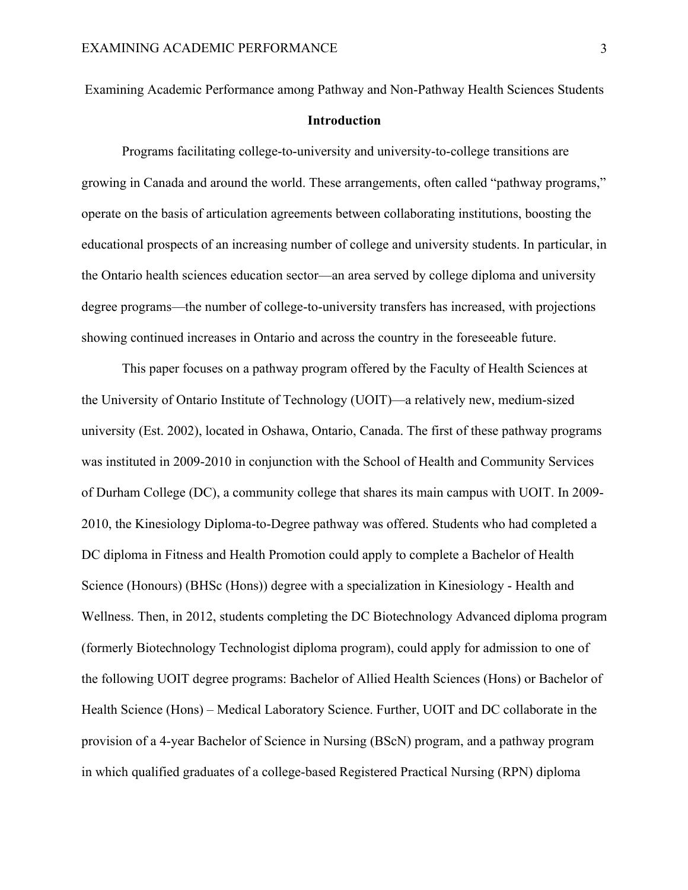Examining Academic Performance among Pathway and Non-Pathway Health Sciences Students

## Introduction

Programs facilitating college-to-university and university-to-college transitions are growing in Canada and around the world. These arrangements, often called "pathway programs," operate on the basis of articulation agreements between collaborating institutions, boosting the educational prospects of an increasing number of college and university students. In particular, in the Ontario health sciences education sector—an area served by college diploma and university degree programs—the number of college-to-university transfers has increased, with projections showing continued increases in Ontario and across the country in the foreseeable future.

This paper focuses on a pathway program offered by the Faculty of Health Sciences at the University of Ontario Institute of Technology (UOIT)—a relatively new, medium-sized university (Est. 2002), located in Oshawa, Ontario, Canada. The first of these pathway programs was instituted in 2009-2010 in conjunction with the School of Health and Community Services of Durham College (DC), a community college that shares its main campus with UOIT. In 2009-2010, the Kinesiology Diploma-to-Degree pathway was offered. Students who had completed a DC diploma in Fitness and Health Promotion could apply to complete a Bachelor of Health Science (Honours) (BHSc (Hons)) degree with a specialization in Kinesiology - Health and Wellness. Then, in 2012, students completing the DC Biotechnology Advanced diploma program (formerly Biotechnology Technologist diploma program), could apply for admission to one of the following UOIT degree programs: Bachelor of Allied Health Sciences (Hons) or Bachelor of Health Science (Hons) – Medical Laboratory Science. Further, UOIT and DC collaborate in the provision of a 4-year Bachelor of Science in Nursing (BScN) program, and a pathway program in which qualified graduates of a college-based Registered Practical Nursing (RPN) diploma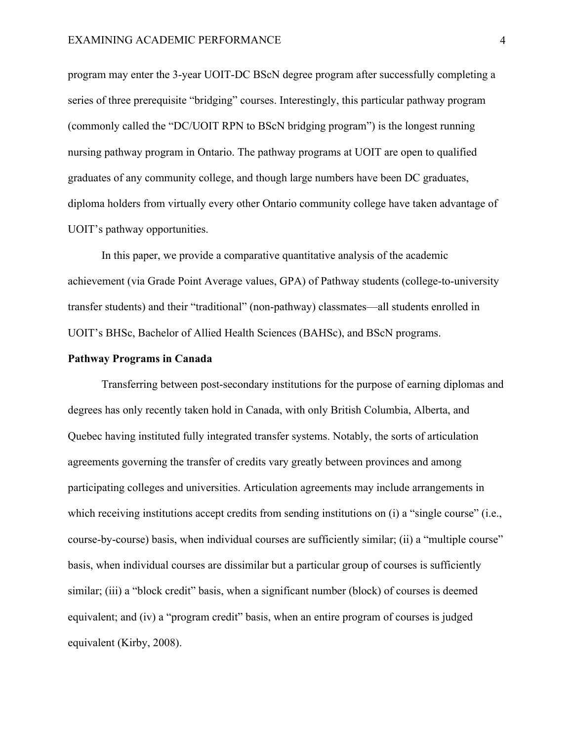program may enter the 3-year UOIT-DC BScN degree program after successfully completing a series of three prerequisite "bridging" courses. Interestingly, this particular pathway program (commonly called the "DC/UOIT RPN to BScN bridging program") is the longest running nursing pathway program in Ontario. The pathway programs at UOIT are open to qualified graduates of any community college, and though large numbers have been DC graduates, diploma holders from virtually every other Ontario community college have taken advantage of UOIT's pathway opportunities.

In this paper, we provide a comparative quantitative analysis of the academic achievement (via Grade Point Average values, GPA) of Pathway students (college-to-university transfer students) and their "traditional" (non-pathway) classmates—all students enrolled in UOIT's BHSc, Bachelor of Allied Health Sciences (BAHSc), and BScN programs.

**Pathway Programs in Canada**

Transferring between post-secondary institutions for the purpose of earning diplomas and degrees has only recently taken hold in Canada, with only British Columbia, Alberta, and Quebec having instituted fully integrated transfer systems. Notably, the sorts of articulation agreements governing the transfer of credits vary greatly between provinces and among participating colleges and universities. Articulation agreements may include arrangements in which receiving institutions accept credits from sending institutions on (i) a "single course" (i.e., course-by-course) basis, when individual courses are sufficiently similar; (ii) a "multiple course" basis, when individual courses are dissimilar but a particular group of courses is sufficiently similar; (iii) a "block credit" basis, when a significant number (block) of courses is deemed equivalent; and (iv) a "program credit" basis, when an entire program of courses is judged equivalent (Kirby, 2008).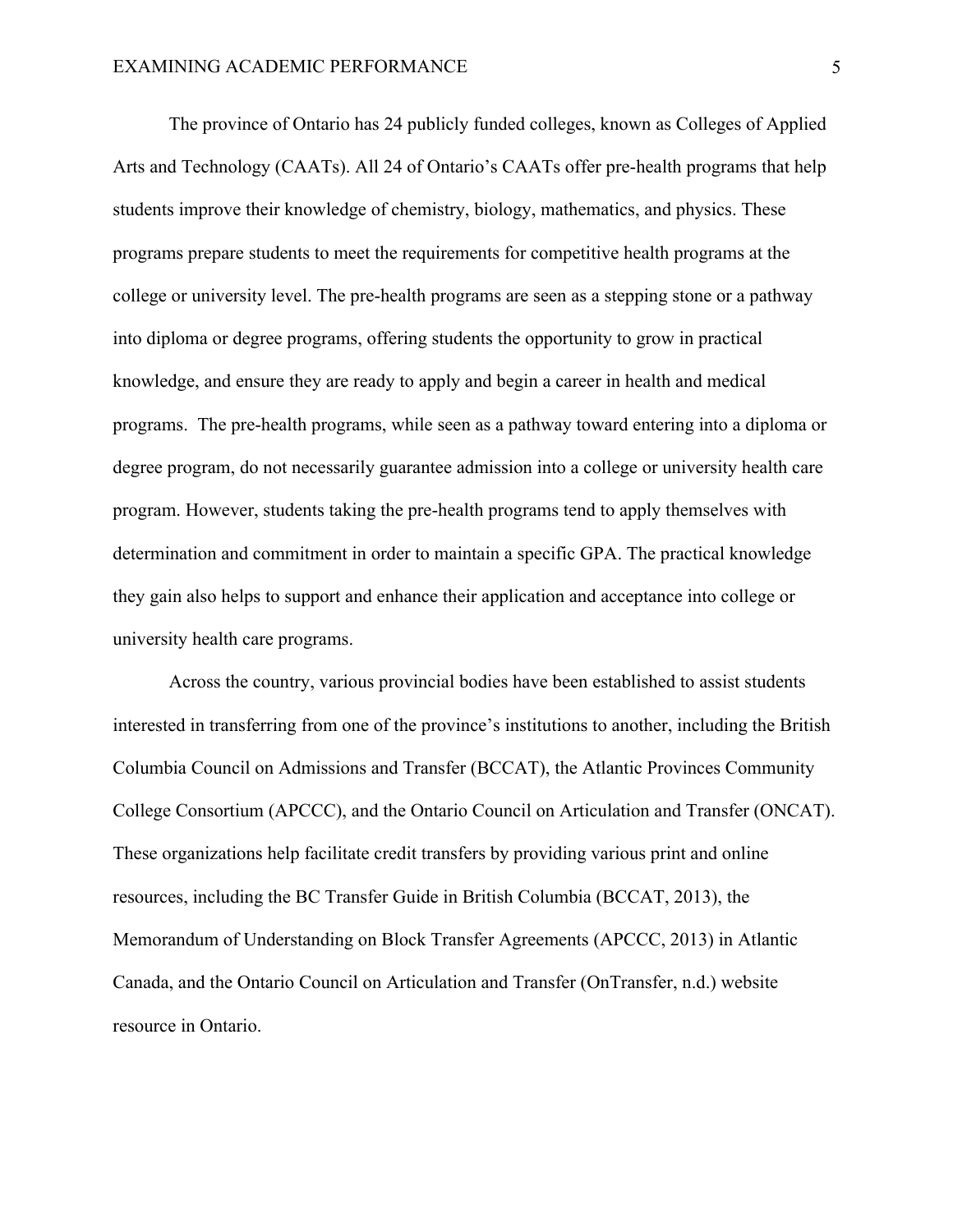The province of Ontario has 24 publicly funded colleges, known as Colleges of Applied Arts and Technology (CAATs). All 24 of Ontario's CAATs offer pre-health programs that help students improve their knowledge of chemistry, biology, mathematics, and physics. These programs prepare students to meet the requirements for competitive health programs at the college or university level. The pre-health programs are seen as a stepping stone or a pathway into diploma or degree programs, offering students the opportunity to grow in practical knowledge, and ensure they are ready to apply and begin a career in health and medical programs. The pre-health programs, while seen as a pathway toward entering into a diploma or degree program, do not necessarily guarantee admission into a college or university health care program. However, students taking the pre-health programs tend to apply themselves with determination and commitment in order to maintain a specific GPA. The practical knowledge they gain also helps to support and enhance their application and acceptance into college or university health care programs.

Across the country, various provincial bodies have been established to assist students interested in transferring from one of the province's institutions to another, including the British Columbia Council on Admissions and Transfer (BCCAT), the Atlantic Provinces Community College Consortium (APCCC), and the Ontario Council on Articulation and Transfer (ONCAT). These organizations help facilitate credit transfers by providing various print and online resources, including the BC Transfer Guide in British Columbia (BCCAT, 2013), the Memorandum of Understanding on Block Transfer Agreements (APCCC, 2013) in Atlantic Canada, and the Ontario Council on Articulation and Transfer (OnTransfer, n.d.) website resource in Ontario.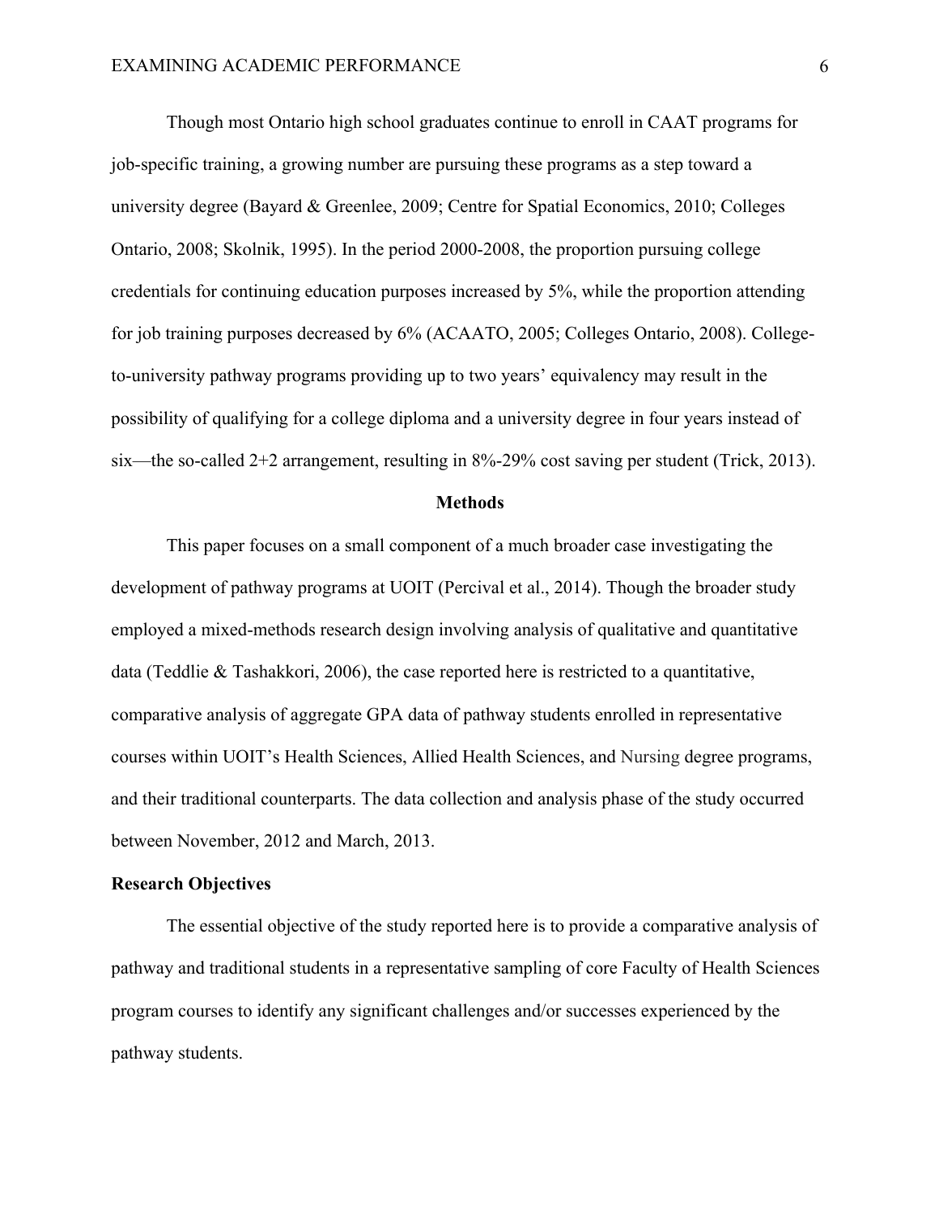Though most Ontario high school graduates continue to enroll in CAAT programs for job-specific training, a growing number are pursuing these programs as a step toward a university degree (Bayard & Greenlee, 2009; Centre for Spatial Economics, 2010; Colleges Ontario, 2008; Skolnik, 1995). In the period 2000-2008, the proportion pursuing college credentials for continuing education purposes increased by 5%, while the proportion attending for job training purposes decreased by 6% (ACAATO, 2005; Colleges Ontario, 2008). College-to-university pathway programs providing up to two years' equivalency may result in the possibility of qualifying for a college diploma and a university degree in four years instead of six—the so-called 2+2 arrangement, resulting in 8%-29% cost saving per student (Trick, 2013).

## Methods

This paper focuses on a small component of a much broader case investigating the development of pathway programs at UOIT (Percival et al., 2014). Though the broader study employed a mixed-methods research design involving analysis of qualitative and quantitative data (Teddlie & Tashakkori, 2006), the case reported here is restricted to a quantitative, comparative analysis of aggregate GPA data of pathway students enrolled in representative courses within UOIT's Health Sciences, Allied Health Sciences, and Nursing degree programs, and their traditional counterparts. The data collection and analysis phase of the study occurred between November, 2012 and March, 2013.

### Research Objectives

The essential objective of the study reported here is to provide a comparative analysis of pathway and traditional students in a representative sampling of core Faculty of Health Sciences program courses to identify any significant challenges and/or successes experienced by the pathway students.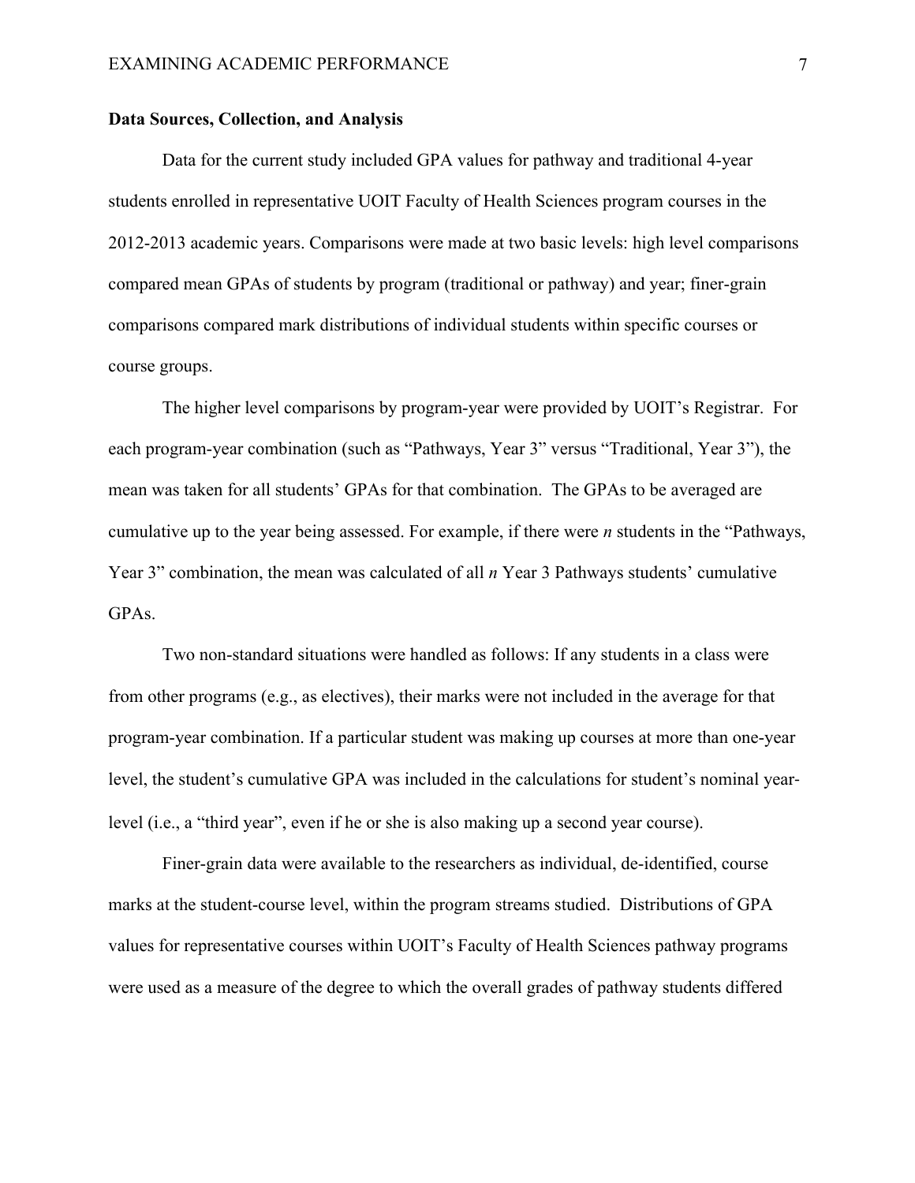**Data Sources, Collection, and Analysis**

Data for the current study included GPA values for pathway and traditional 4-year students enrolled in representative UOIT Faculty of Health Sciences program courses in the 2012-2013 academic years. Comparisons were made at two basic levels: high level comparisons compared mean GPAs of students by program (traditional or pathway) and year; finer-grain comparisons compared mark distributions of individual students within specific courses or course groups.

The higher level comparisons by program-year were provided by UOIT's Registrar. For each program-year combination (such as "Pathways, Year 3" versus "Traditional, Year 3"), the mean was taken for all students' GPAs for that combination. The GPAs to be averaged are cumulative up to the year being assessed. For example, if there were *n* students in the "Pathways, Year 3" combination, the mean was calculated of all *n* Year 3 Pathways students' cumulative GPAs.

Two non-standard situations were handled as follows: If any students in a class were from other programs (e.g., as electives), their marks were not included in the average for that program-year combination. If a particular student was making up courses at more than one-year level, the student's cumulative GPA was included in the calculations for student's nominal year-level (i.e., a "third year", even if he or she is also making up a second year course).

Finer-grain data were available to the researchers as individual, de-identified, course marks at the student-course level, within the program streams studied. Distributions of GPA values for representative courses within UOIT's Faculty of Health Sciences pathway programs were used as a measure of the degree to which the overall grades of pathway students differed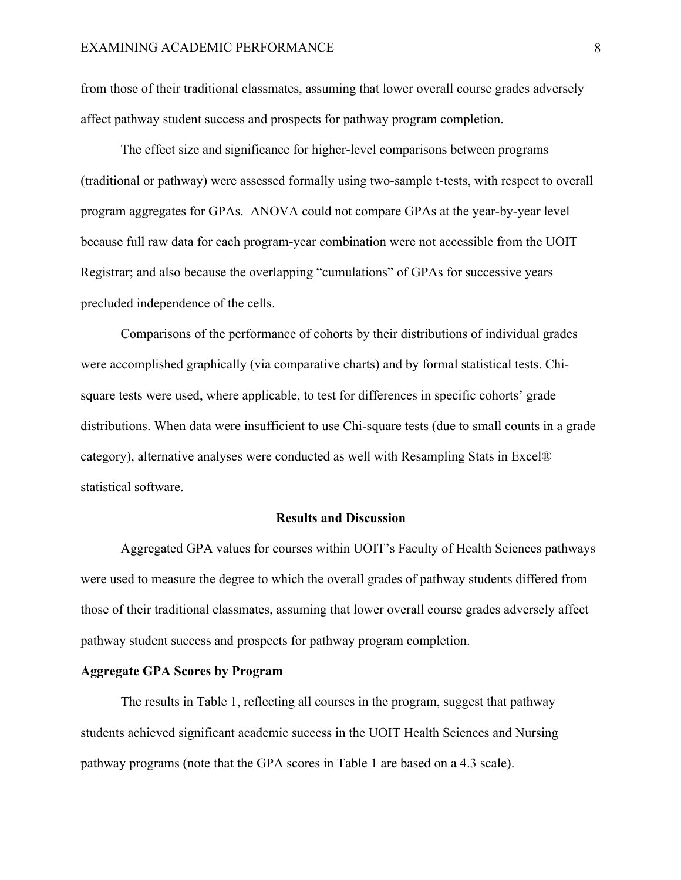from those of their traditional classmates, assuming that lower overall course grades adversely affect pathway student success and prospects for pathway program completion.

The effect size and significance for higher-level comparisons between programs (traditional or pathway) were assessed formally using two-sample t-tests, with respect to overall program aggregates for GPAs. ANOVA could not compare GPAs at the year-by-year level because full raw data for each program-year combination were not accessible from the UOIT Registrar; and also because the overlapping "cumulations" of GPAs for successive years precluded independence of the cells.

Comparisons of the performance of cohorts by their distributions of individual grades were accomplished graphically (via comparative charts) and by formal statistical tests. Chi-square tests were used, where applicable, to test for differences in specific cohorts' grade distributions. When data were insufficient to use Chi-square tests (due to small counts in a grade category), alternative analyses were conducted as well with Resampling Stats in Excel® statistical software.

## Results and Discussion

Aggregated GPA values for courses within UOIT's Faculty of Health Sciences pathways were used to measure the degree to which the overall grades of pathway students differed from those of their traditional classmates, assuming that lower overall course grades adversely affect pathway student success and prospects for pathway program completion.

### Aggregate GPA Scores by Program

The results in Table 1, reflecting all courses in the program, suggest that pathway students achieved significant academic success in the UOIT Health Sciences and Nursing pathway programs (note that the GPA scores in Table 1 are based on a 4.3 scale).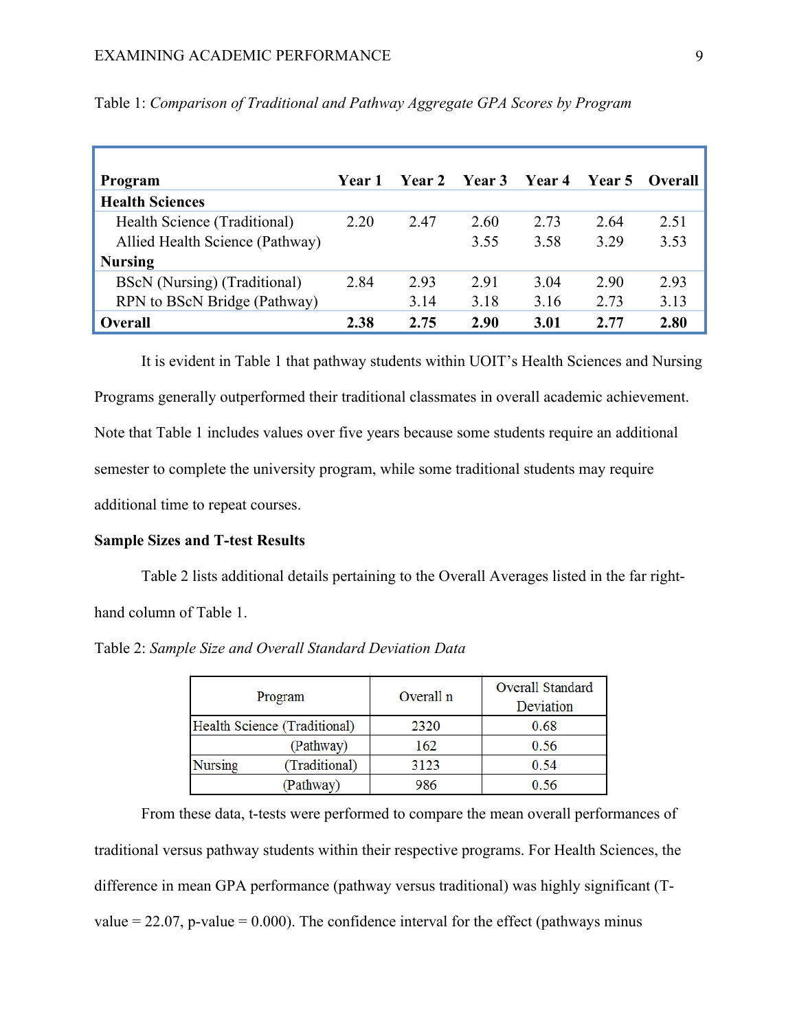Table 1: *Comparison of Traditional and Pathway Aggregate GPA Scores by Program*

| Program | Year 1 | Year 2 | Year 3 | Year 4 | Year 5 | Overall |
|---|---|---|---|---|---|---|
| **Health Sciences** | | | | | | |
| Health Science (Traditional) | 2.20 | 2.47 | 2.60 | 2.73 | 2.64 | 2.51 |
| Allied Health Science (Pathway) | | | 3.55 | 3.58 | 3.29 | 3.53 |
| **Nursing** | | | | | | |
| BScN (Nursing) (Traditional) | 2.84 | 2.93 | 2.91 | 3.04 | 2.90 | 2.93 |
| RPN to BScN Bridge (Pathway) | | 3.14 | 3.18 | 3.16 | 2.73 | 3.13 |
| **Overall** | **2.38** | **2.75** | **2.90** | **3.01** | **2.77** | **2.80** |

It is evident in Table 1 that pathway students within UOIT's Health Sciences and Nursing Programs generally outperformed their traditional classmates in overall academic achievement. Note that Table 1 includes values over five years because some students require an additional semester to complete the university program, while some traditional students may require additional time to repeat courses.

**Sample Sizes and T-test Results**

Table 2 lists additional details pertaining to the Overall Averages listed in the far right-hand column of Table 1.

Table 2: *Sample Size and Overall Standard Deviation Data*

| Program | | Overall n | Overall Standard Deviation |
|---|---|---|---|
| Health Science | (Traditional) | 2320 | 0.68 |
| | (Pathway) | 162 | 0.56 |
| Nursing | (Traditional) | 3123 | 0.54 |
| | (Pathway) | 986 | 0.56 |

From these data, t-tests were performed to compare the mean overall performances of traditional versus pathway students within their respective programs. For Health Sciences, the difference in mean GPA performance (pathway versus traditional) was highly significant (T-value = 22.07, p-value = 0.000). The confidence interval for the effect (pathways minus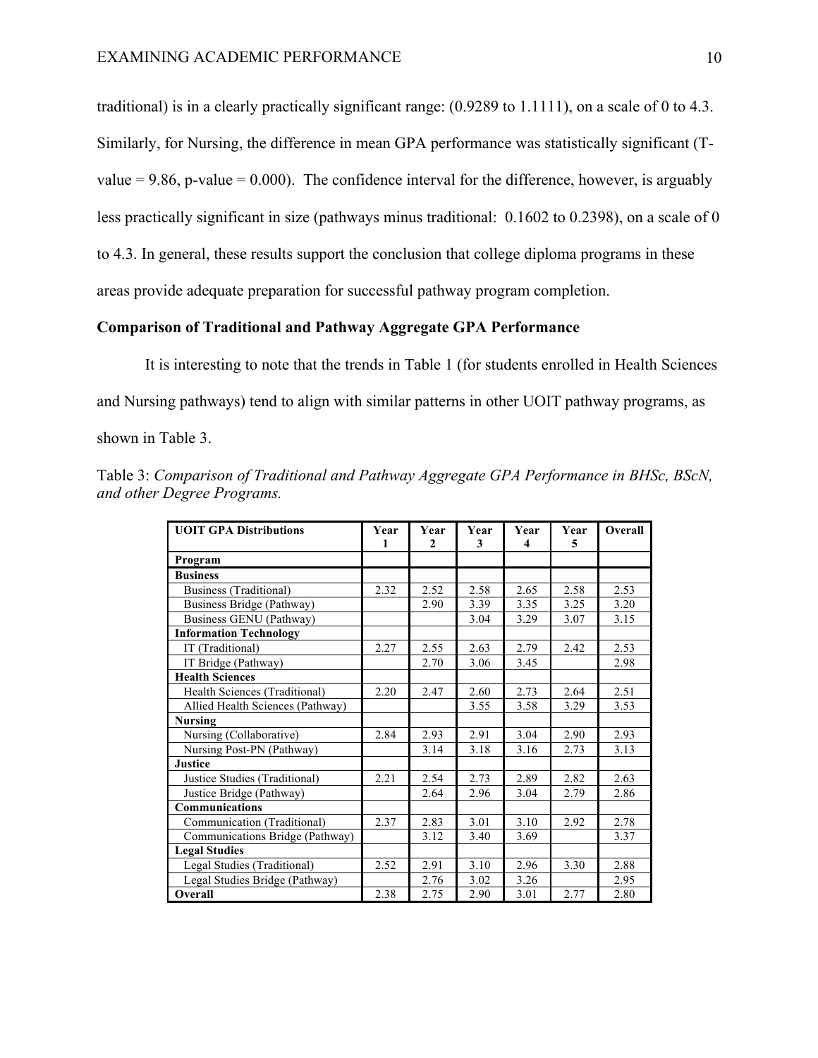traditional) is in a clearly practically significant range: (0.9289 to 1.1111), on a scale of 0 to 4.3. Similarly, for Nursing, the difference in mean GPA performance was statistically significant (T-value = 9.86, p-value = 0.000). The confidence interval for the difference, however, is arguably less practically significant in size (pathways minus traditional: 0.1602 to 0.2398), on a scale of 0 to 4.3. In general, these results support the conclusion that college diploma programs in these areas provide adequate preparation for successful pathway program completion.

## Comparison of Traditional and Pathway Aggregate GPA Performance

It is interesting to note that the trends in Table 1 (for students enrolled in Health Sciences and Nursing pathways) tend to align with similar patterns in other UOIT pathway programs, as shown in Table 3.

Table 3: *Comparison of Traditional and Pathway Aggregate GPA Performance in BHSc, BScN, and other Degree Programs.*

| UOIT GPA Distributions | Year 1 | Year 2 | Year 3 | Year 4 | Year 5 | Overall |
|---|---|---|---|---|---|---|
| **Program** | | | | | | |
| **Business** | | | | | | |
| Business (Traditional) | 2.32 | 2.52 | 2.58 | 2.65 | 2.58 | 2.53 |
| Business Bridge (Pathway) | | 2.90 | 3.39 | 3.35 | 3.25 | 3.20 |
| Business GENU (Pathway) | | | 3.04 | 3.29 | 3.07 | 3.15 |
| **Information Technology** | | | | | | |
| IT (Traditional) | 2.27 | 2.55 | 2.63 | 2.79 | 2.42 | 2.53 |
| IT Bridge (Pathway) | | 2.70 | 3.06 | 3.45 | | 2.98 |
| **Health Sciences** | | | | | | |
| Health Sciences (Traditional) | 2.20 | 2.47 | 2.60 | 2.73 | 2.64 | 2.51 |
| Allied Health Sciences (Pathway) | | | 3.55 | 3.58 | 3.29 | 3.53 |
| **Nursing** | | | | | | |
| Nursing (Collaborative) | 2.84 | 2.93 | 2.91 | 3.04 | 2.90 | 2.93 |
| Nursing Post-PN (Pathway) | | 3.14 | 3.18 | 3.16 | 2.73 | 3.13 |
| **Justice** | | | | | | |
| Justice Studies (Traditional) | 2.21 | 2.54 | 2.73 | 2.89 | 2.82 | 2.63 |
| Justice Bridge (Pathway) | | 2.64 | 2.96 | 3.04 | 2.79 | 2.86 |
| **Communications** | | | | | | |
| Communication (Traditional) | 2.37 | 2.83 | 3.01 | 3.10 | 2.92 | 2.78 |
| Communications Bridge (Pathway) | | 3.12 | 3.40 | 3.69 | | 3.37 |
| **Legal Studies** | | | | | | |
| Legal Studies (Traditional) | 2.52 | 2.91 | 3.10 | 2.96 | 3.30 | 2.88 |
| Legal Studies Bridge (Pathway) | | 2.76 | 3.02 | 3.26 | | 2.95 |
| **Overall** | 2.38 | 2.75 | 2.90 | 3.01 | 2.77 | 2.80 |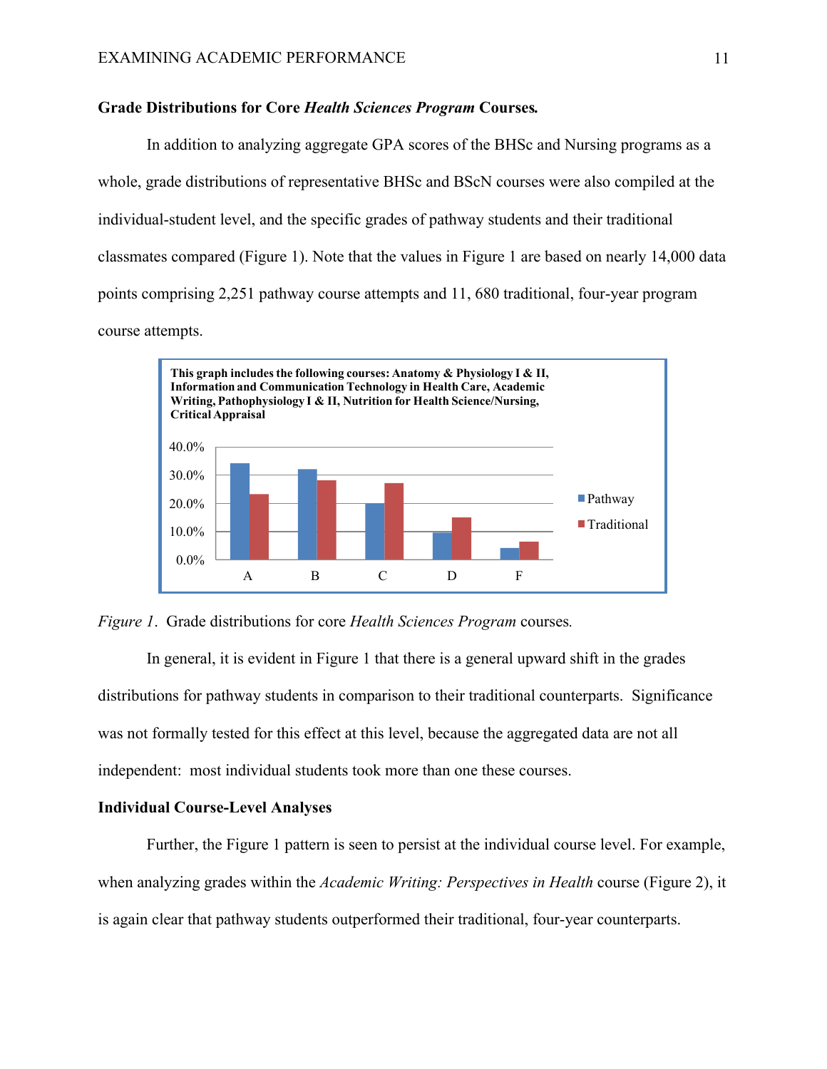**Grade Distributions for Core *Health Sciences Program* Courses.**

In addition to analyzing aggregate GPA scores of the BHSc and Nursing programs as a whole, grade distributions of representative BHSc and BScN courses were also compiled at the individual-student level, and the specific grades of pathway students and their traditional classmates compared (Figure 1). Note that the values in Figure 1 are based on nearly 14,000 data points comprising 2,251 pathway course attempts and 11, 680 traditional, four-year program course attempts.

*Figure 1*. Grade distributions for core *Health Sciences Program* courses.

In general, it is evident in Figure 1 that there is a general upward shift in the grades distributions for pathway students in comparison to their traditional counterparts. Significance was not formally tested for this effect at this level, because the aggregated data are not all independent: most individual students took more than one these courses.

**Individual Course-Level Analyses**

Further, the Figure 1 pattern is seen to persist at the individual course level. For example, when analyzing grades within the *Academic Writing: Perspectives in Health* course (Figure 2), it is again clear that pathway students outperformed their traditional, four-year counterparts.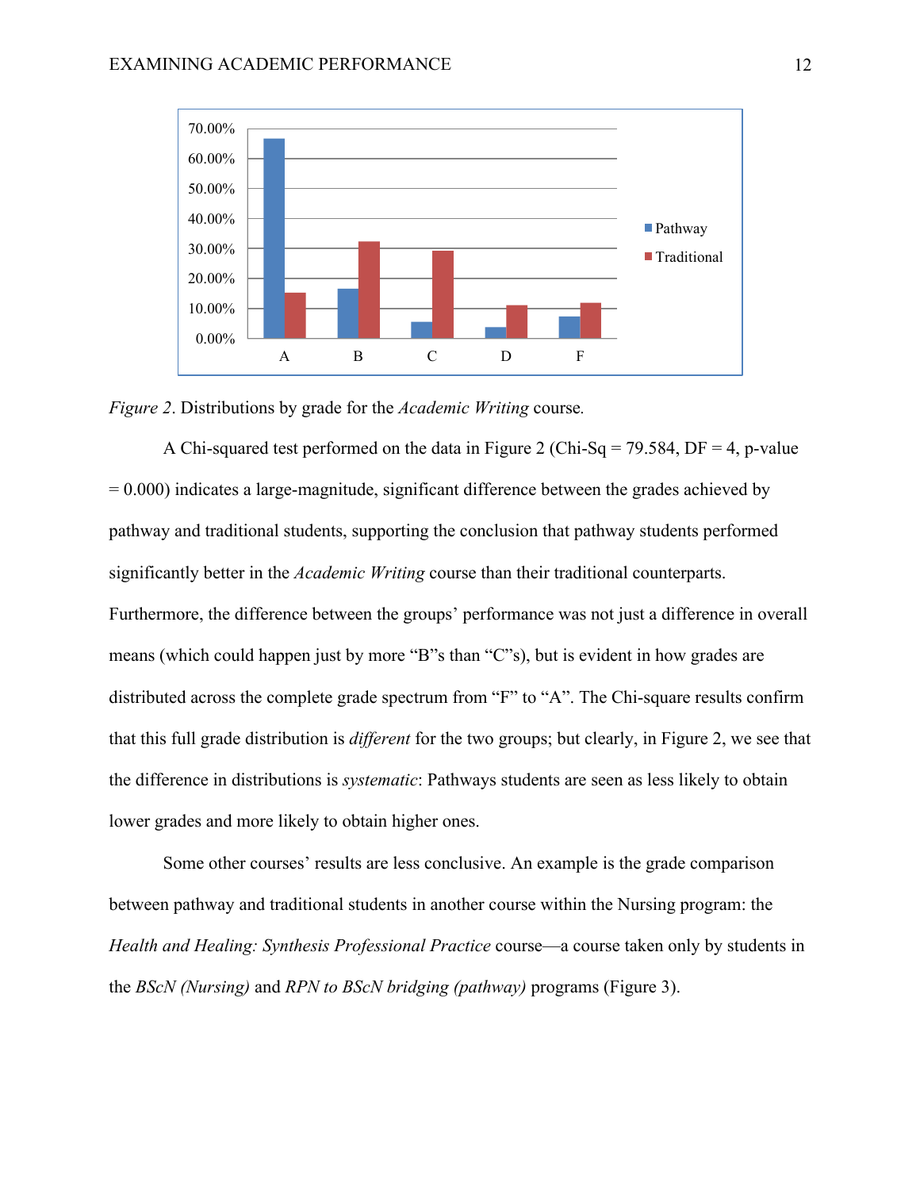*Figure 2*. Distributions by grade for the *Academic Writing* course.

A Chi-squared test performed on the data in Figure 2 (Chi-Sq = 79.584, DF = 4, p-value = 0.000) indicates a large-magnitude, significant difference between the grades achieved by pathway and traditional students, supporting the conclusion that pathway students performed significantly better in the *Academic Writing* course than their traditional counterparts. Furthermore, the difference between the groups' performance was not just a difference in overall means (which could happen just by more "B"s than "C"s), but is evident in how grades are distributed across the complete grade spectrum from "F" to "A". The Chi-square results confirm that this full grade distribution is *different* for the two groups; but clearly, in Figure 2, we see that the difference in distributions is *systematic*: Pathways students are seen as less likely to obtain lower grades and more likely to obtain higher ones.

Some other courses' results are less conclusive. An example is the grade comparison between pathway and traditional students in another course within the Nursing program: the *Health and Healing: Synthesis Professional Practice* course—a course taken only by students in the *BScN (Nursing)* and *RPN to BScN bridging (pathway)* programs (Figure 3).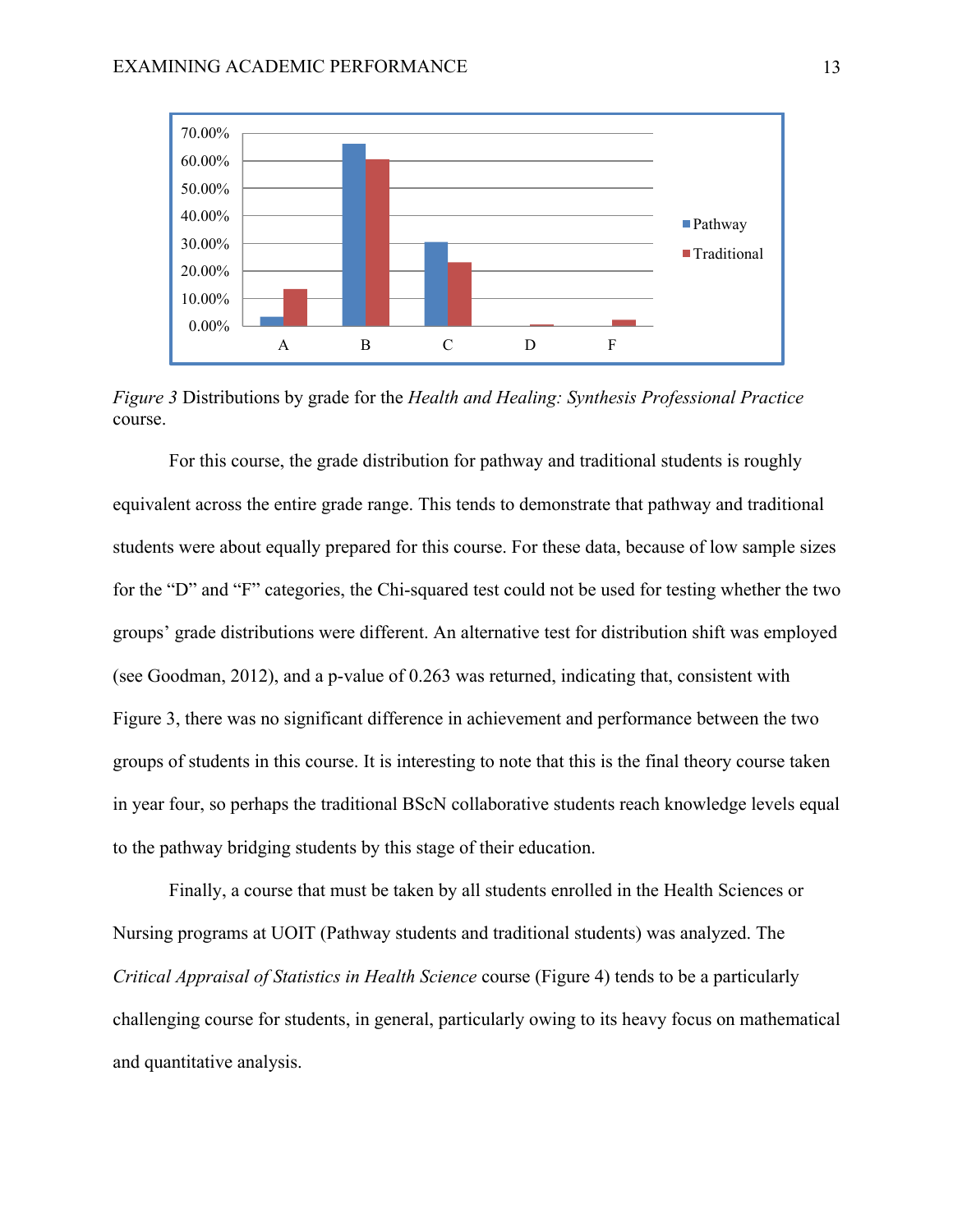*Figure 3* Distributions by grade for the *Health and Healing: Synthesis Professional Practice* course.

For this course, the grade distribution for pathway and traditional students is roughly equivalent across the entire grade range. This tends to demonstrate that pathway and traditional students were about equally prepared for this course. For these data, because of low sample sizes for the “D” and “F” categories, the Chi-squared test could not be used for testing whether the two groups’ grade distributions were different. An alternative test for distribution shift was employed (see Goodman, 2012), and a p-value of 0.263 was returned, indicating that, consistent with Figure 3, there was no significant difference in achievement and performance between the two groups of students in this course. It is interesting to note that this is the final theory course taken in year four, so perhaps the traditional BScN collaborative students reach knowledge levels equal to the pathway bridging students by this stage of their education.

Finally, a course that must be taken by all students enrolled in the Health Sciences or Nursing programs at UOIT (Pathway students and traditional students) was analyzed. The *Critical Appraisal of Statistics in Health Science* course (Figure 4) tends to be a particularly challenging course for students, in general, particularly owing to its heavy focus on mathematical and quantitative analysis.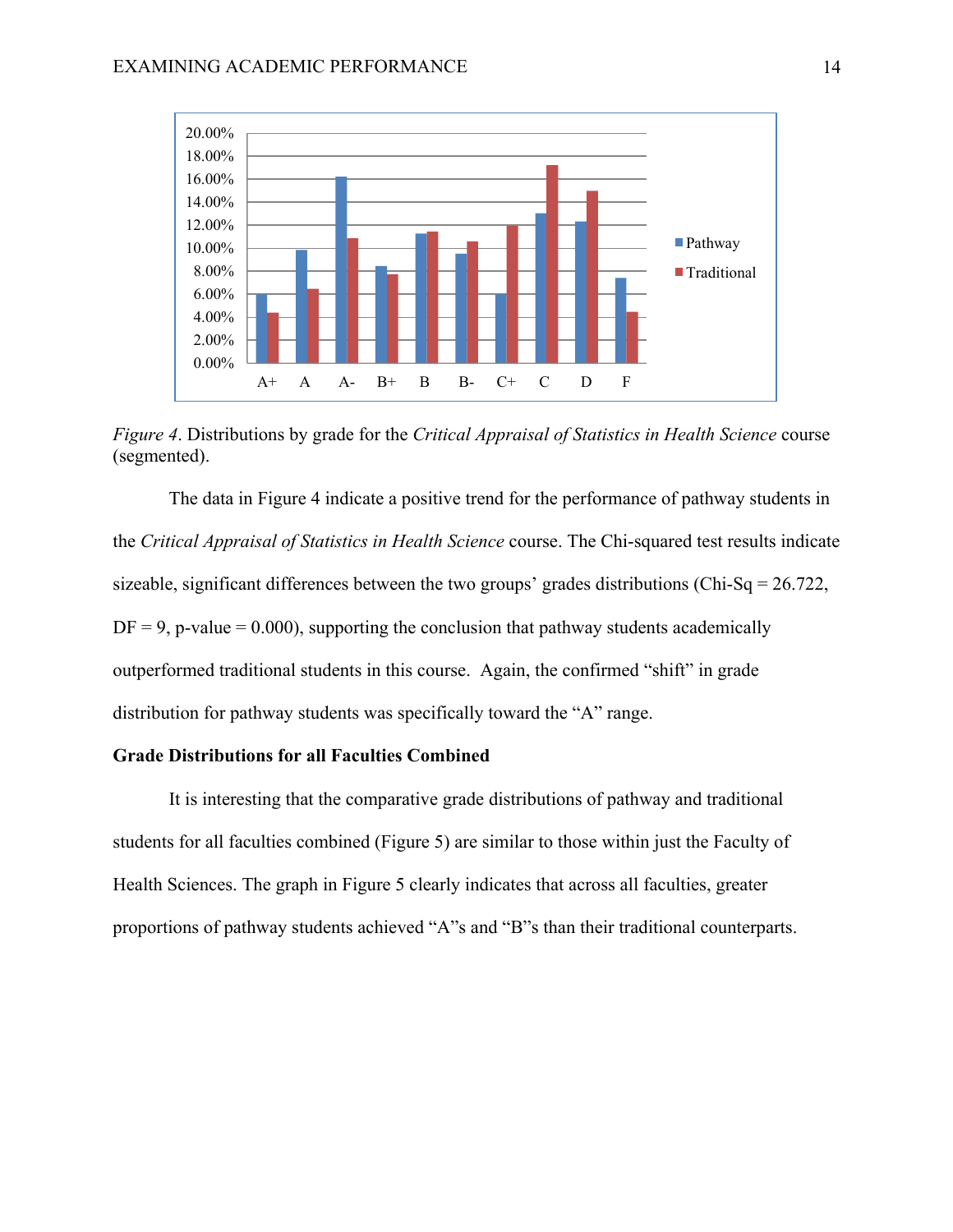*Figure 4*. Distributions by grade for the *Critical Appraisal of Statistics in Health Science* course (segmented).

The data in Figure 4 indicate a positive trend for the performance of pathway students in the *Critical Appraisal of Statistics in Health Science* course. The Chi-squared test results indicate sizeable, significant differences between the two groups' grades distributions (Chi-Sq = 26.722, DF = 9, p-value = 0.000), supporting the conclusion that pathway students academically outperformed traditional students in this course. Again, the confirmed "shift" in grade distribution for pathway students was specifically toward the "A" range.

**Grade Distributions for all Faculties Combined**

It is interesting that the comparative grade distributions of pathway and traditional students for all faculties combined (Figure 5) are similar to those within just the Faculty of Health Sciences. The graph in Figure 5 clearly indicates that across all faculties, greater proportions of pathway students achieved "A"s and "B"s than their traditional counterparts.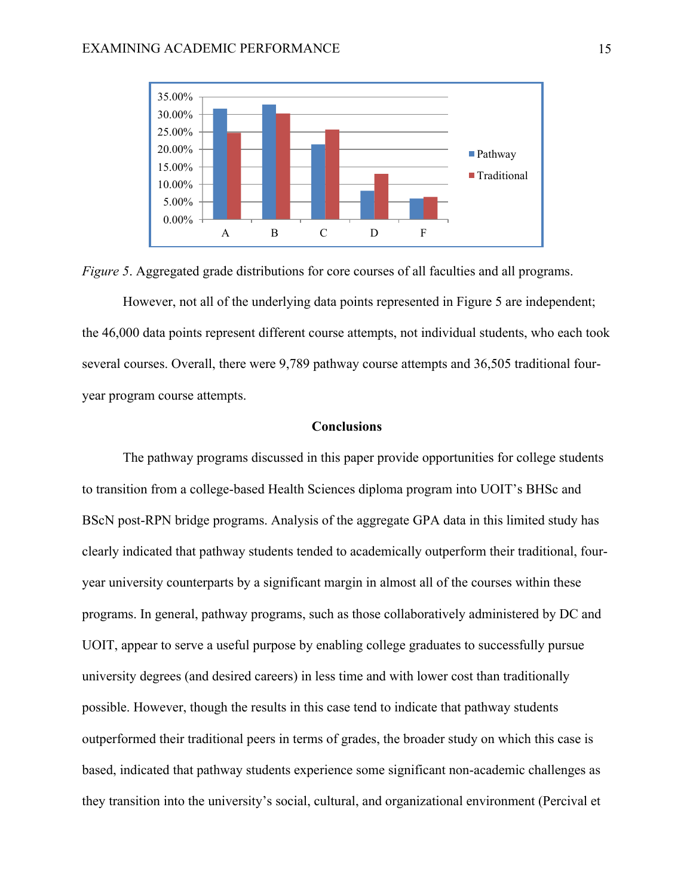*Figure 5*. Aggregated grade distributions for core courses of all faculties and all programs.

However, not all of the underlying data points represented in Figure 5 are independent; the 46,000 data points represent different course attempts, not individual students, who each took several courses. Overall, there were 9,789 pathway course attempts and 36,505 traditional four-year program course attempts.

## Conclusions

The pathway programs discussed in this paper provide opportunities for college students to transition from a college-based Health Sciences diploma program into UOIT's BHSc and BScN post-RPN bridge programs. Analysis of the aggregate GPA data in this limited study has clearly indicated that pathway students tended to academically outperform their traditional, four-year university counterparts by a significant margin in almost all of the courses within these programs. In general, pathway programs, such as those collaboratively administered by DC and UOIT, appear to serve a useful purpose by enabling college graduates to successfully pursue university degrees (and desired careers) in less time and with lower cost than traditionally possible. However, though the results in this case tend to indicate that pathway students outperformed their traditional peers in terms of grades, the broader study on which this case is based, indicated that pathway students experience some significant non-academic challenges as they transition into the university's social, cultural, and organizational environment (Percival et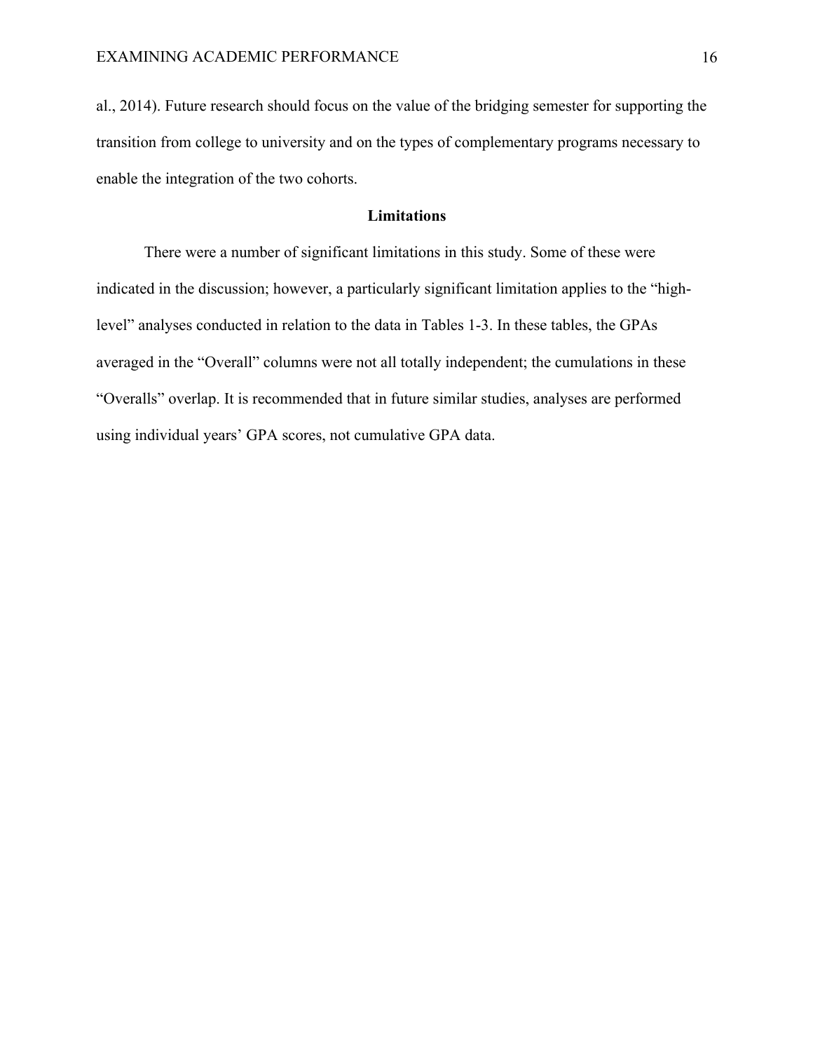al., 2014). Future research should focus on the value of the bridging semester for supporting the transition from college to university and on the types of complementary programs necessary to enable the integration of the two cohorts.

## Limitations

There were a number of significant limitations in this study. Some of these were indicated in the discussion; however, a particularly significant limitation applies to the "high-level" analyses conducted in relation to the data in Tables 1-3. In these tables, the GPAs averaged in the "Overall" columns were not all totally independent; the cumulations in these "Overalls" overlap. It is recommended that in future similar studies, analyses are performed using individual years' GPA scores, not cumulative GPA data.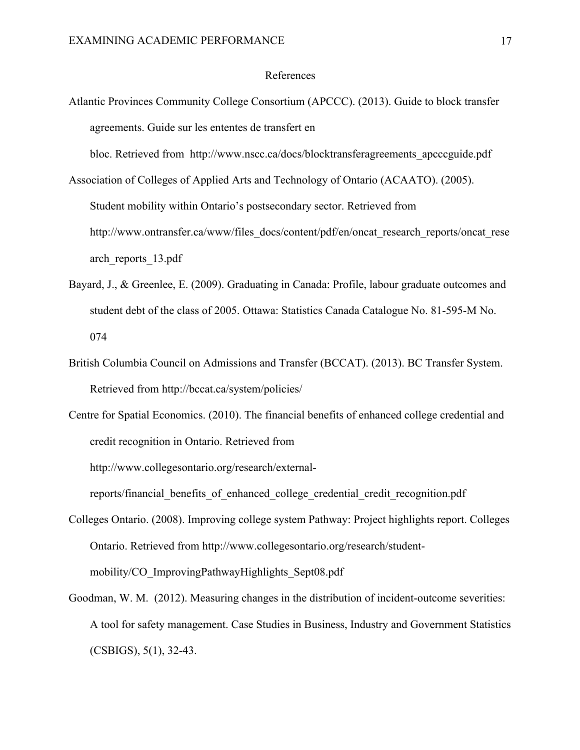## References

Atlantic Provinces Community College Consortium (APCCC). (2013). Guide to block transfer agreements. Guide sur les ententes de transfert en bloc. Retrieved from http://www.nscc.ca/docs/blocktransferagreements_apcccguide.pdf

Association of Colleges of Applied Arts and Technology of Ontario (ACAATO). (2005). Student mobility within Ontario's postsecondary sector. Retrieved from http://www.ontransfer.ca/www/files_docs/content/pdf/en/oncat_research_reports/oncat_research_reports_13.pdf

Bayard, J., & Greenlee, E. (2009). Graduating in Canada: Profile, labour graduate outcomes and student debt of the class of 2005. Ottawa: Statistics Canada Catalogue No. 81-595-M No. 074

British Columbia Council on Admissions and Transfer (BCCAT). (2013). BC Transfer System. Retrieved from http://bccat.ca/system/policies/

Centre for Spatial Economics. (2010). The financial benefits of enhanced college credential and credit recognition in Ontario. Retrieved from http://www.collegesontario.org/research/external-reports/financial_benefits_of_enhanced_college_credential_credit_recognition.pdf

Colleges Ontario. (2008). Improving college system Pathway: Project highlights report. Colleges Ontario. Retrieved from http://www.collegesontario.org/research/student-mobility/CO_ImprovingPathwayHighlights_Sept08.pdf

Goodman, W. M. (2012). Measuring changes in the distribution of incident-outcome severities: A tool for safety management. Case Studies in Business, Industry and Government Statistics (CSBIGS), 5(1), 32-43.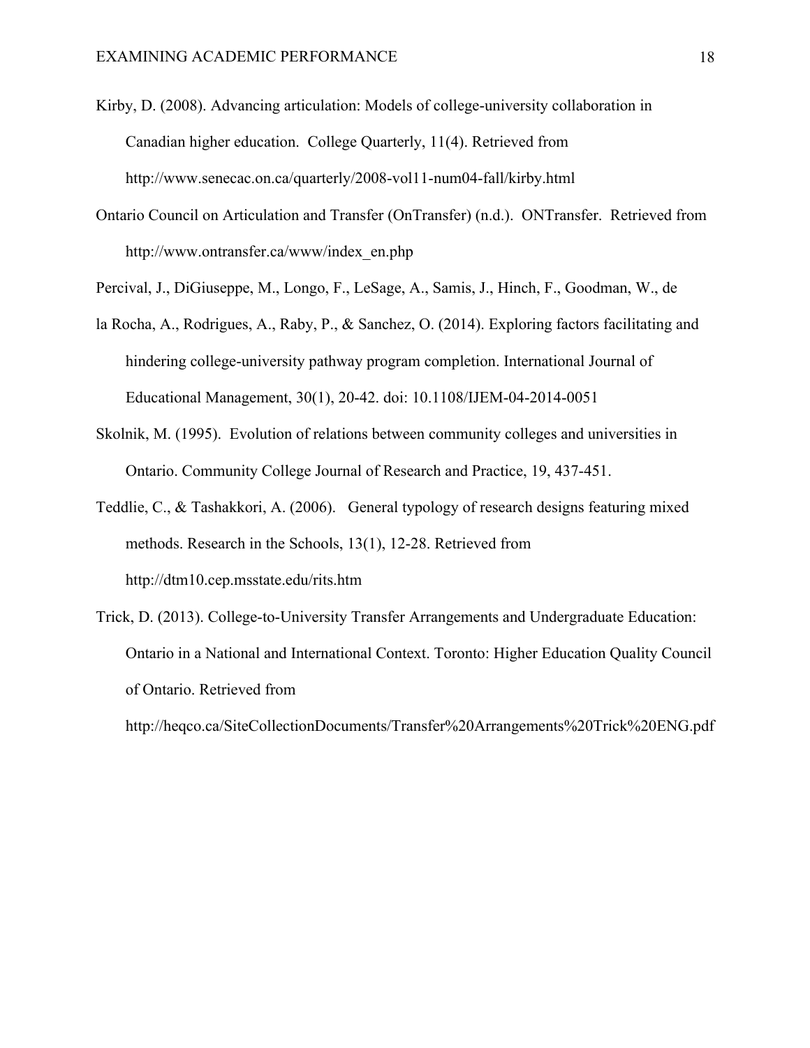Kirby, D. (2008). Advancing articulation: Models of college-university collaboration in Canadian higher education. College Quarterly, 11(4). Retrieved from http://www.senecac.on.ca/quarterly/2008-vol11-num04-fall/kirby.html

Ontario Council on Articulation and Transfer (OnTransfer) (n.d.). ONTransfer. Retrieved from http://www.ontransfer.ca/www/index_en.php

Percival, J., DiGiuseppe, M., Longo, F., LeSage, A., Samis, J., Hinch, F., Goodman, W., de la Rocha, A., Rodrigues, A., Raby, P., & Sanchez, O. (2014). Exploring factors facilitating and hindering college-university pathway program completion. International Journal of Educational Management, 30(1), 20-42. doi: 10.1108/IJEM-04-2014-0051

Skolnik, M. (1995). Evolution of relations between community colleges and universities in Ontario. Community College Journal of Research and Practice, 19, 437-451.

Teddlie, C., & Tashakkori, A. (2006). General typology of research designs featuring mixed methods. Research in the Schools, 13(1), 12-28. Retrieved from http://dtm10.cep.msstate.edu/rits.htm

Trick, D. (2013). College-to-University Transfer Arrangements and Undergraduate Education: Ontario in a National and International Context. Toronto: Higher Education Quality Council of Ontario. Retrieved from http://heqco.ca/SiteCollectionDocuments/Transfer%20Arrangements%20Trick%20ENG.pdf